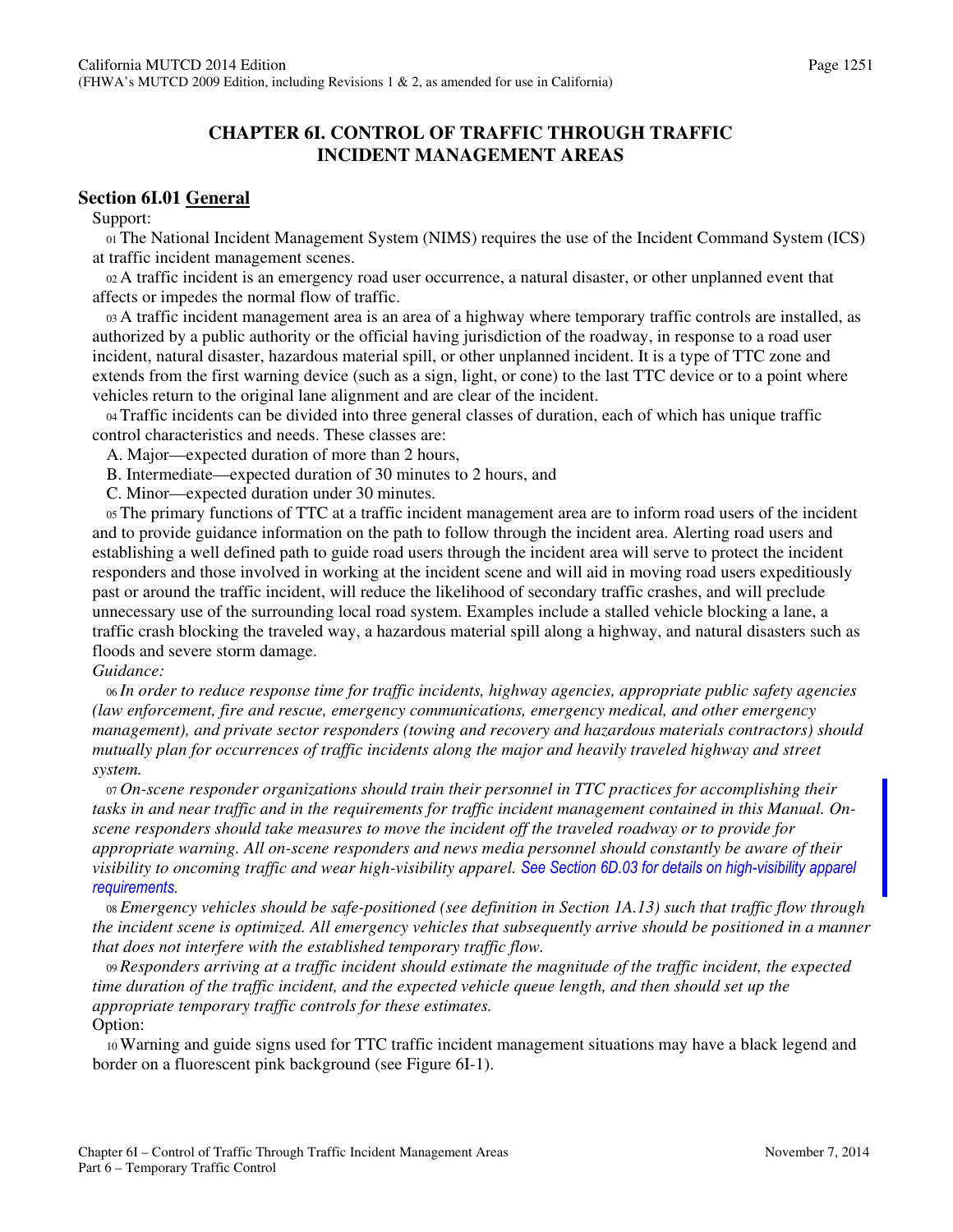# CHAPTER 6I. CONTROL OF TRAFFIC THROUGH TRAFFIC INCIDENT MANAGEMENT AREAS

## Section 6I.01 General

Support:

01 The National Incident Management System (NIMS) requires the use of the Incident Command System (ICS) at traffic incident management scenes.

02 A traffic incident is an emergency road user occurrence, a natural disaster, or other unplanned event that affects or impedes the normal flow of traffic.

03 A traffic incident management area is an area of a highway where temporary traffic controls are installed, as authorized by a public authority or the official having jurisdiction of the roadway, in response to a road user incident, natural disaster, hazardous material spill, or other unplanned incident. It is a type of TTC zone and extends from the first warning device (such as a sign, light, or cone) to the last TTC device or to a point where vehicles return to the original lane alignment and are clear of the incident.

04 Traffic incidents can be divided into three general classes of duration, each of which has unique traffic control characteristics and needs. These classes are:

A. Major—expected duration of more than 2 hours,
B. Intermediate—expected duration of 30 minutes to 2 hours, and
C. Minor—expected duration under 30 minutes.

05 The primary functions of TTC at a traffic incident management area are to inform road users of the incident and to provide guidance information on the path to follow through the incident area. Alerting road users and establishing a well defined path to guide road users through the incident area will serve to protect the incident responders and those involved in working at the incident scene and will aid in moving road users expeditiously past or around the traffic incident, will reduce the likelihood of secondary traffic crashes, and will preclude unnecessary use of the surrounding local road system. Examples include a stalled vehicle blocking a lane, a traffic crash blocking the traveled way, a hazardous material spill along a highway, and natural disasters such as floods and severe storm damage.

*Guidance:*

06 *In order to reduce response time for traffic incidents, highway agencies, appropriate public safety agencies (law enforcement, fire and rescue, emergency communications, emergency medical, and other emergency management), and private sector responders (towing and recovery and hazardous materials contractors) should mutually plan for occurrences of traffic incidents along the major and heavily traveled highway and street system.*

07 *On-scene responder organizations should train their personnel in TTC practices for accomplishing their tasks in and near traffic and in the requirements for traffic incident management contained in this Manual. On-scene responders should take measures to move the incident off the traveled roadway or to provide for appropriate warning. All on-scene responders and news media personnel should constantly be aware of their visibility to oncoming traffic and wear high-visibility apparel.* See Section 6D.03 for details on high-visibility apparel requirements.

08 *Emergency vehicles should be safe-positioned (see definition in Section 1A.13) such that traffic flow through the incident scene is optimized. All emergency vehicles that subsequently arrive should be positioned in a manner that does not interfere with the established temporary traffic flow.*

09 *Responders arriving at a traffic incident should estimate the magnitude of the traffic incident, the expected time duration of the traffic incident, and the expected vehicle queue length, and then should set up the appropriate temporary traffic controls for these estimates.*

Option:

10 Warning and guide signs used for TTC traffic incident management situations may have a black legend and border on a fluorescent pink background (see Figure 6I-1).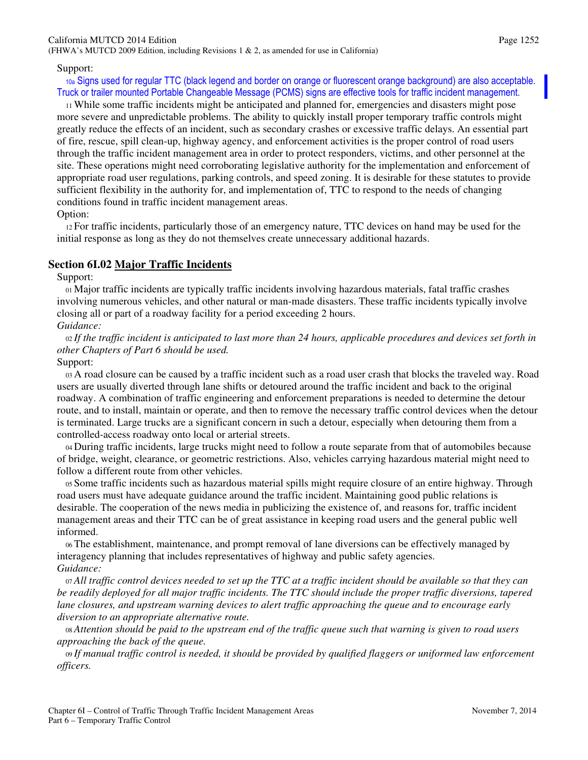Support:

10a Signs used for regular TTC (black legend and border on orange or fluorescent orange background) are also acceptable. Truck or trailer mounted Portable Changeable Message (PCMS) signs are effective tools for traffic incident management.

11 While some traffic incidents might be anticipated and planned for, emergencies and disasters might pose more severe and unpredictable problems. The ability to quickly install proper temporary traffic controls might greatly reduce the effects of an incident, such as secondary crashes or excessive traffic delays. An essential part of fire, rescue, spill clean-up, highway agency, and enforcement activities is the proper control of road users through the traffic incident management area in order to protect responders, victims, and other personnel at the site. These operations might need corroborating legislative authority for the implementation and enforcement of appropriate road user regulations, parking controls, and speed zoning. It is desirable for these statutes to provide sufficient flexibility in the authority for, and implementation of, TTC to respond to the needs of changing conditions found in traffic incident management areas.

Option:

12 For traffic incidents, particularly those of an emergency nature, TTC devices on hand may be used for the initial response as long as they do not themselves create unnecessary additional hazards.

## Section 6I.02 Major Traffic Incidents

Support:

01 Major traffic incidents are typically traffic incidents involving hazardous materials, fatal traffic crashes involving numerous vehicles, and other natural or man-made disasters. These traffic incidents typically involve closing all or part of a roadway facility for a period exceeding 2 hours.

*Guidance:*

02 *If the traffic incident is anticipated to last more than 24 hours, applicable procedures and devices set forth in other Chapters of Part 6 should be used.*

Support:

03 A road closure can be caused by a traffic incident such as a road user crash that blocks the traveled way. Road users are usually diverted through lane shifts or detoured around the traffic incident and back to the original roadway. A combination of traffic engineering and enforcement preparations is needed to determine the detour route, and to install, maintain or operate, and then to remove the necessary traffic control devices when the detour is terminated. Large trucks are a significant concern in such a detour, especially when detouring them from a controlled-access roadway onto local or arterial streets.

04 During traffic incidents, large trucks might need to follow a route separate from that of automobiles because of bridge, weight, clearance, or geometric restrictions. Also, vehicles carrying hazardous material might need to follow a different route from other vehicles.

05 Some traffic incidents such as hazardous material spills might require closure of an entire highway. Through road users must have adequate guidance around the traffic incident. Maintaining good public relations is desirable. The cooperation of the news media in publicizing the existence of, and reasons for, traffic incident management areas and their TTC can be of great assistance in keeping road users and the general public well informed.

06 The establishment, maintenance, and prompt removal of lane diversions can be effectively managed by interagency planning that includes representatives of highway and public safety agencies.

*Guidance:*

07 *All traffic control devices needed to set up the TTC at a traffic incident should be available so that they can be readily deployed for all major traffic incidents. The TTC should include the proper traffic diversions, tapered lane closures, and upstream warning devices to alert traffic approaching the queue and to encourage early diversion to an appropriate alternative route.*

08 *Attention should be paid to the upstream end of the traffic queue such that warning is given to road users approaching the back of the queue.*

09 *If manual traffic control is needed, it should be provided by qualified flaggers or uniformed law enforcement officers.*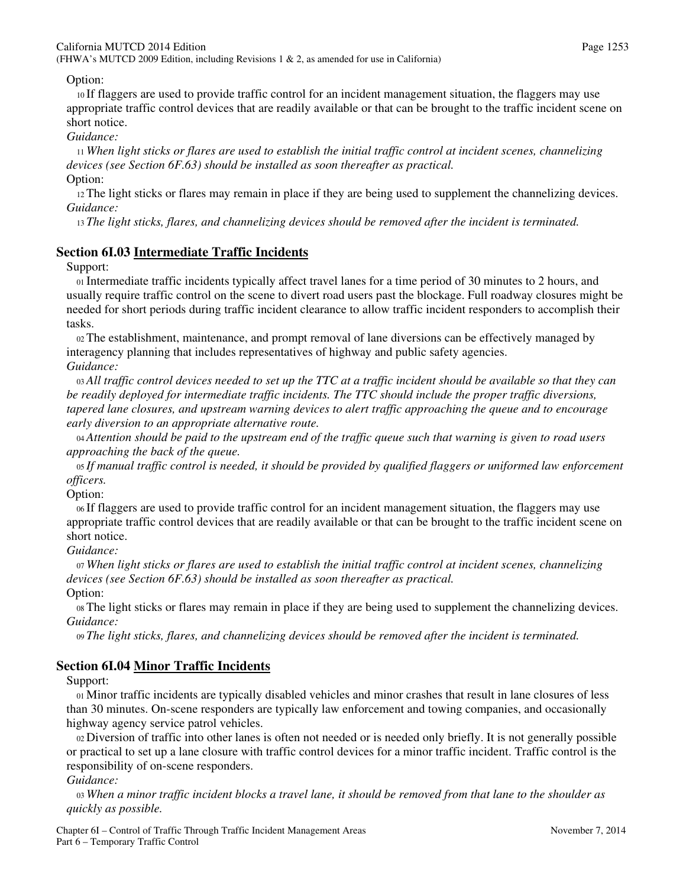Option:

10 If flaggers are used to provide traffic control for an incident management situation, the flaggers may use appropriate traffic control devices that are readily available or that can be brought to the traffic incident scene on short notice.

*Guidance:*

11 *When light sticks or flares are used to establish the initial traffic control at incident scenes, channelizing devices (see Section 6F.63) should be installed as soon thereafter as practical.*

Option:

12 The light sticks or flares may remain in place if they are being used to supplement the channelizing devices.

*Guidance:*

13 *The light sticks, flares, and channelizing devices should be removed after the incident is terminated.*

## Section 6I.03 Intermediate Traffic Incidents

Support:

01 Intermediate traffic incidents typically affect travel lanes for a time period of 30 minutes to 2 hours, and usually require traffic control on the scene to divert road users past the blockage. Full roadway closures might be needed for short periods during traffic incident clearance to allow traffic incident responders to accomplish their tasks.

02 The establishment, maintenance, and prompt removal of lane diversions can be effectively managed by interagency planning that includes representatives of highway and public safety agencies.

*Guidance:*

03 *All traffic control devices needed to set up the TTC at a traffic incident should be available so that they can be readily deployed for intermediate traffic incidents. The TTC should include the proper traffic diversions, tapered lane closures, and upstream warning devices to alert traffic approaching the queue and to encourage early diversion to an appropriate alternative route.*

04 *Attention should be paid to the upstream end of the traffic queue such that warning is given to road users approaching the back of the queue.*

05 *If manual traffic control is needed, it should be provided by qualified flaggers or uniformed law enforcement officers.*

Option:

06 If flaggers are used to provide traffic control for an incident management situation, the flaggers may use appropriate traffic control devices that are readily available or that can be brought to the traffic incident scene on short notice.

*Guidance:*

07 *When light sticks or flares are used to establish the initial traffic control at incident scenes, channelizing devices (see Section 6F.63) should be installed as soon thereafter as practical.*

Option:

08 The light sticks or flares may remain in place if they are being used to supplement the channelizing devices.

*Guidance:*

09 *The light sticks, flares, and channelizing devices should be removed after the incident is terminated.*

## Section 6I.04 Minor Traffic Incidents

Support:

01 Minor traffic incidents are typically disabled vehicles and minor crashes that result in lane closures of less than 30 minutes. On-scene responders are typically law enforcement and towing companies, and occasionally highway agency service patrol vehicles.

02 Diversion of traffic into other lanes is often not needed or is needed only briefly. It is not generally possible or practical to set up a lane closure with traffic control devices for a minor traffic incident. Traffic control is the responsibility of on-scene responders.

*Guidance:*

03 *When a minor traffic incident blocks a travel lane, it should be removed from that lane to the shoulder as quickly as possible.*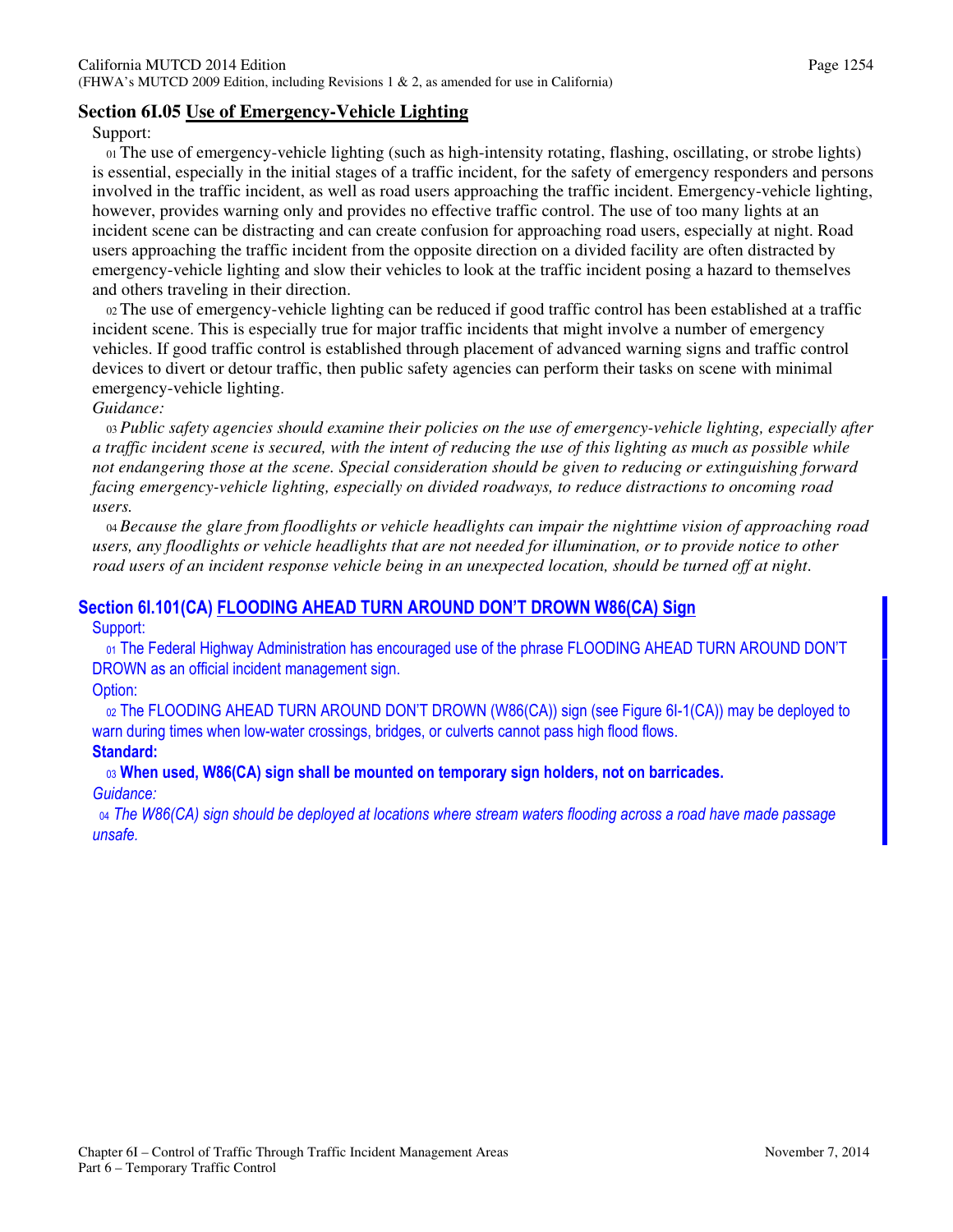## Section 6I.05 Use of Emergency-Vehicle Lighting

Support:

01 The use of emergency-vehicle lighting (such as high-intensity rotating, flashing, oscillating, or strobe lights) is essential, especially in the initial stages of a traffic incident, for the safety of emergency responders and persons involved in the traffic incident, as well as road users approaching the traffic incident. Emergency-vehicle lighting, however, provides warning only and provides no effective traffic control. The use of too many lights at an incident scene can be distracting and can create confusion for approaching road users, especially at night. Road users approaching the traffic incident from the opposite direction on a divided facility are often distracted by emergency-vehicle lighting and slow their vehicles to look at the traffic incident posing a hazard to themselves and others traveling in their direction.

02 The use of emergency-vehicle lighting can be reduced if good traffic control has been established at a traffic incident scene. This is especially true for major traffic incidents that might involve a number of emergency vehicles. If good traffic control is established through placement of advanced warning signs and traffic control devices to divert or detour traffic, then public safety agencies can perform their tasks on scene with minimal emergency-vehicle lighting.

*Guidance:*

*03 Public safety agencies should examine their policies on the use of emergency-vehicle lighting, especially after a traffic incident scene is secured, with the intent of reducing the use of this lighting as much as possible while not endangering those at the scene. Special consideration should be given to reducing or extinguishing forward facing emergency-vehicle lighting, especially on divided roadways, to reduce distractions to oncoming road users.*

*04 Because the glare from floodlights or vehicle headlights can impair the nighttime vision of approaching road users, any floodlights or vehicle headlights that are not needed for illumination, or to provide notice to other road users of an incident response vehicle being in an unexpected location, should be turned off at night.*

## Section 6I.101(CA) FLOODING AHEAD TURN AROUND DON'T DROWN W86(CA) Sign

Support:

01 The Federal Highway Administration has encouraged use of the phrase FLOODING AHEAD TURN AROUND DON'T DROWN as an official incident management sign.

Option:

02 The FLOODING AHEAD TURN AROUND DON'T DROWN (W86(CA)) sign (see Figure 6I-1(CA)) may be deployed to warn during times when low-water crossings, bridges, or culverts cannot pass high flood flows.

**Standard:**

**03 When used, W86(CA) sign shall be mounted on temporary sign holders, not on barricades.**

*Guidance:*

*04 The W86(CA) sign should be deployed at locations where stream waters flooding across a road have made passage unsafe.*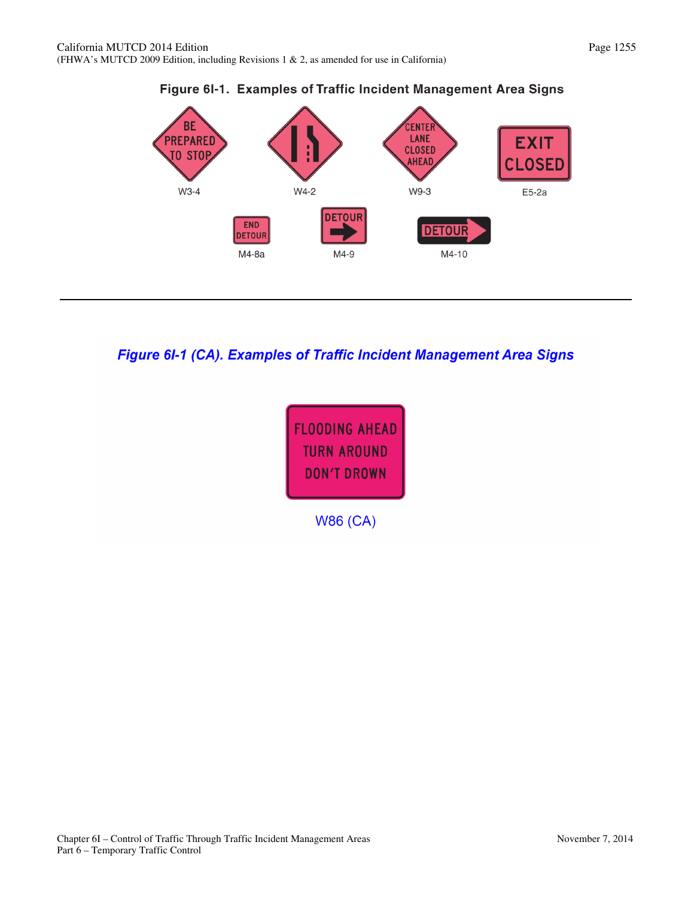## Figure 6I-1. Examples of Traffic Incident Management Area Signs

BE PREPARED TO STOP

W3-4

W4-2

CENTER LANE CLOSED AHEAD

W9-3

EXIT CLOSED

E5-2a

END DETOUR

M4-8a

DETOUR

M4-9

DETOUR

M4-10

---

## *Figure 6I-1 (CA). Examples of Traffic Incident Management Area Signs*

FLOODING AHEAD
TURN AROUND
DON'T DROWN

W86 (CA)